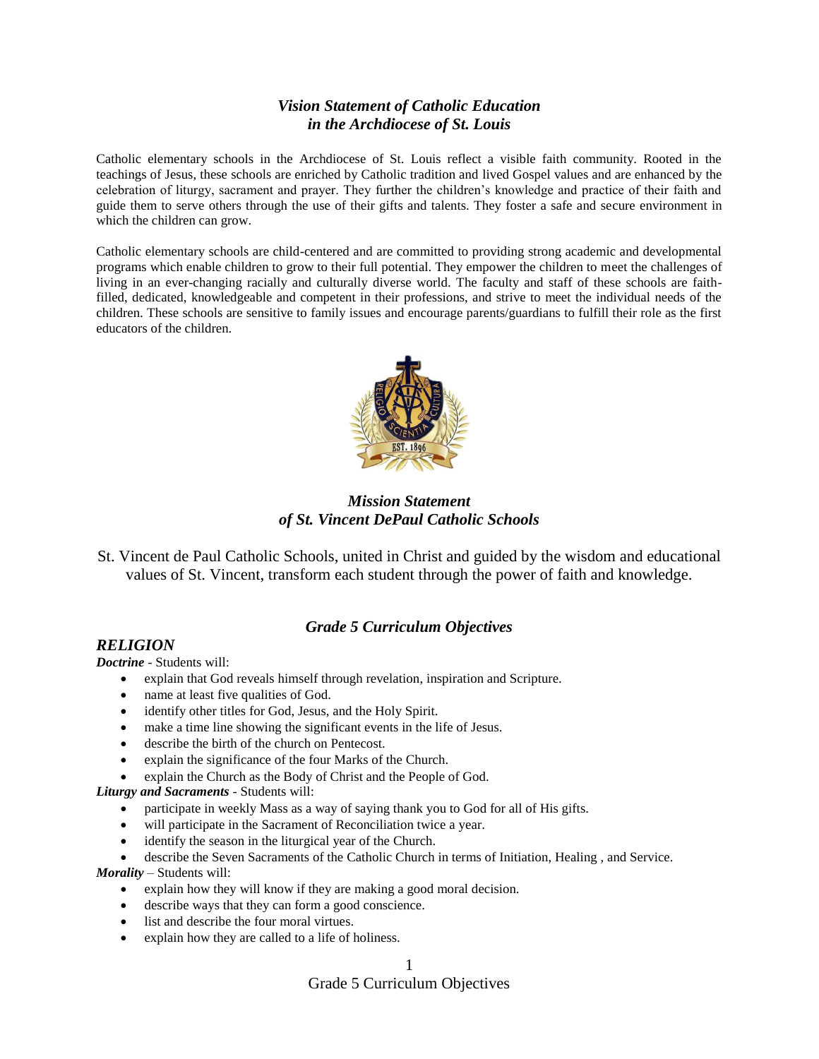## *Vision Statement of Catholic Education in the Archdiocese of St. Louis*

Catholic elementary schools in the Archdiocese of St. Louis reflect a visible faith community. Rooted in the teachings of Jesus, these schools are enriched by Catholic tradition and lived Gospel values and are enhanced by the celebration of liturgy, sacrament and prayer. They further the children's knowledge and practice of their faith and guide them to serve others through the use of their gifts and talents. They foster a safe and secure environment in which the children can grow.

Catholic elementary schools are child-centered and are committed to providing strong academic and developmental programs which enable children to grow to their full potential. They empower the children to meet the challenges of living in an ever-changing racially and culturally diverse world. The faculty and staff of these schools are faith-filled, dedicated, knowledgeable and competent in their professions, and strive to meet the individual needs of the children. These schools are sensitive to family issues and encourage parents/guardians to fulfill their role as the first educators of the children.

## *Mission Statement of St. Vincent DePaul Catholic Schools*

St. Vincent de Paul Catholic Schools, united in Christ and guided by the wisdom and educational values of St. Vincent, transform each student through the power of faith and knowledge.

## *Grade 5 Curriculum Objectives*

### *RELIGION*

***Doctrine*** - Students will:

- explain that God reveals himself through revelation, inspiration and Scripture.
- name at least five qualities of God.
- identify other titles for God, Jesus, and the Holy Spirit.
- make a time line showing the significant events in the life of Jesus.
- describe the birth of the church on Pentecost.
- explain the significance of the four Marks of the Church.
- explain the Church as the Body of Christ and the People of God.

***Liturgy and Sacraments*** - Students will:

- participate in weekly Mass as a way of saying thank you to God for all of His gifts.
- will participate in the Sacrament of Reconciliation twice a year.
- identify the season in the liturgical year of the Church.
- describe the Seven Sacraments of the Catholic Church in terms of Initiation, Healing , and Service.

***Morality*** – Students will:

- explain how they will know if they are making a good moral decision.
- describe ways that they can form a good conscience.
- list and describe the four moral virtues.
- explain how they are called to a life of holiness.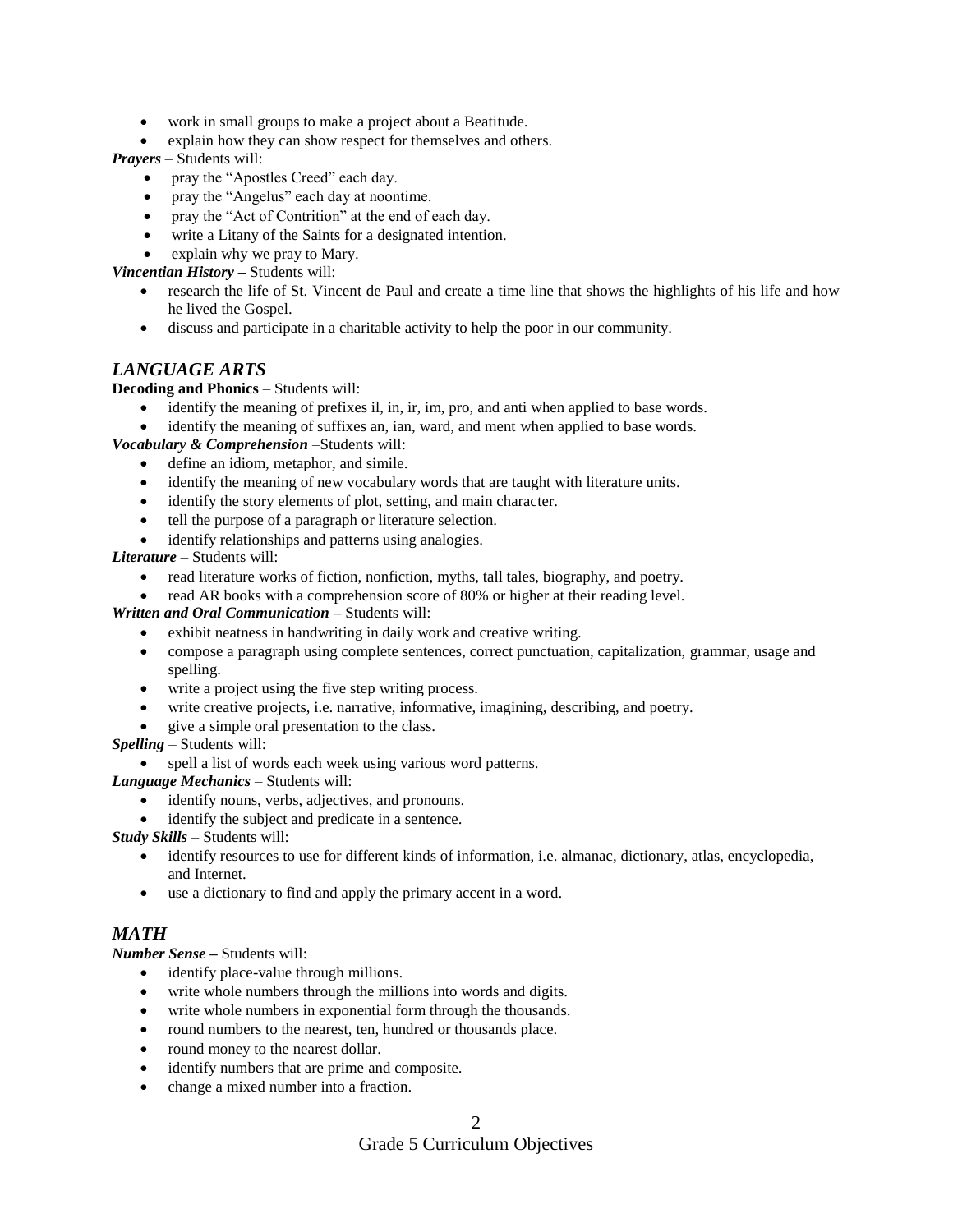- work in small groups to make a project about a Beatitude.
- explain how they can show respect for themselves and others.

***Prayers*** – Students will:

- pray the "Apostles Creed" each day.
- pray the "Angelus" each day at noontime.
- pray the "Act of Contrition" at the end of each day.
- write a Litany of the Saints for a designated intention.
- explain why we pray to Mary.

***Vincentian History –*** Students will:

- research the life of St. Vincent de Paul and create a time line that shows the highlights of his life and how he lived the Gospel.
- discuss and participate in a charitable activity to help the poor in our community.

## *LANGUAGE ARTS*

**Decoding and Phonics** – Students will:

- identify the meaning of prefixes il, in, ir, im, pro, and anti when applied to base words.
- identify the meaning of suffixes an, ian, ward, and ment when applied to base words.

***Vocabulary & Comprehension*** –Students will:

- define an idiom, metaphor, and simile.
- identify the meaning of new vocabulary words that are taught with literature units.
- identify the story elements of plot, setting, and main character.
- tell the purpose of a paragraph or literature selection.
- identify relationships and patterns using analogies.

***Literature*** – Students will:

- read literature works of fiction, nonfiction, myths, tall tales, biography, and poetry.
- read AR books with a comprehension score of 80% or higher at their reading level.

***Written and Oral Communication –*** Students will:

- exhibit neatness in handwriting in daily work and creative writing.
- compose a paragraph using complete sentences, correct punctuation, capitalization, grammar, usage and spelling.
- write a project using the five step writing process.
- write creative projects, i.e. narrative, informative, imagining, describing, and poetry.
- give a simple oral presentation to the class.

***Spelling*** – Students will:

- spell a list of words each week using various word patterns.

***Language Mechanics*** – Students will:

- identify nouns, verbs, adjectives, and pronouns.
- identify the subject and predicate in a sentence.

***Study Skills*** – Students will:

- identify resources to use for different kinds of information, i.e. almanac, dictionary, atlas, encyclopedia, and Internet.
- use a dictionary to find and apply the primary accent in a word.

## *MATH*

***Number Sense –*** Students will:

- identify place-value through millions.
- write whole numbers through the millions into words and digits.
- write whole numbers in exponential form through the thousands.
- round numbers to the nearest, ten, hundred or thousands place.
- round money to the nearest dollar.
- identify numbers that are prime and composite.
- change a mixed number into a fraction.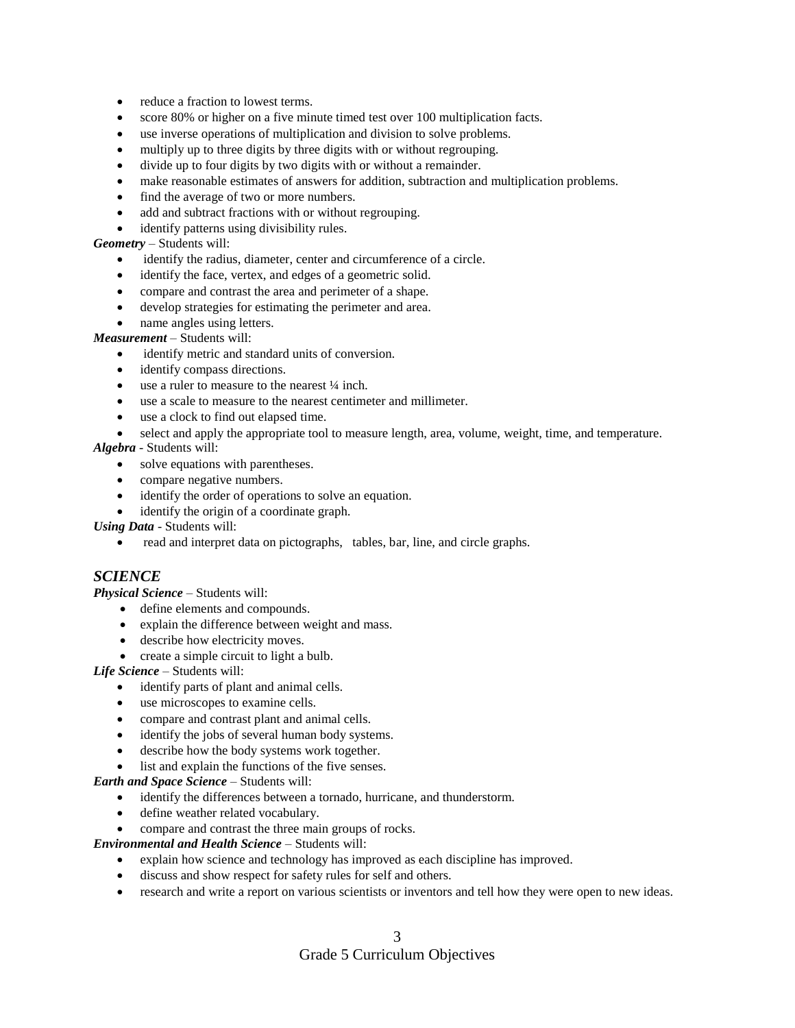- reduce a fraction to lowest terms.
- score 80% or higher on a five minute timed test over 100 multiplication facts.
- use inverse operations of multiplication and division to solve problems.
- multiply up to three digits by three digits with or without regrouping.
- divide up to four digits by two digits with or without a remainder.
- make reasonable estimates of answers for addition, subtraction and multiplication problems.
- find the average of two or more numbers.
- add and subtract fractions with or without regrouping.
- identify patterns using divisibility rules.

***Geometry*** – Students will:

- identify the radius, diameter, center and circumference of a circle.
- identify the face, vertex, and edges of a geometric solid.
- compare and contrast the area and perimeter of a shape.
- develop strategies for estimating the perimeter and area.
- name angles using letters.

***Measurement*** – Students will:

- identify metric and standard units of conversion.
- identify compass directions.
- use a ruler to measure to the nearest ¼ inch.
- use a scale to measure to the nearest centimeter and millimeter.
- use a clock to find out elapsed time.
- select and apply the appropriate tool to measure length, area, volume, weight, time, and temperature.

***Algebra*** - Students will:

- solve equations with parentheses.
- compare negative numbers.
- identify the order of operations to solve an equation.
- identify the origin of a coordinate graph.

***Using Data*** - Students will:

- read and interpret data on pictographs, tables, bar, line, and circle graphs.

## *SCIENCE*

***Physical Science*** – Students will:

- define elements and compounds.
- explain the difference between weight and mass.
- describe how electricity moves.
- create a simple circuit to light a bulb.

***Life Science*** – Students will:

- identify parts of plant and animal cells.
- use microscopes to examine cells.
- compare and contrast plant and animal cells.
- identify the jobs of several human body systems.
- describe how the body systems work together.
- list and explain the functions of the five senses.

***Earth and Space Science*** – Students will:

- identify the differences between a tornado, hurricane, and thunderstorm.
- define weather related vocabulary.
- compare and contrast the three main groups of rocks.

***Environmental and Health Science*** – Students will:

- explain how science and technology has improved as each discipline has improved.
- discuss and show respect for safety rules for self and others.
- research and write a report on various scientists or inventors and tell how they were open to new ideas.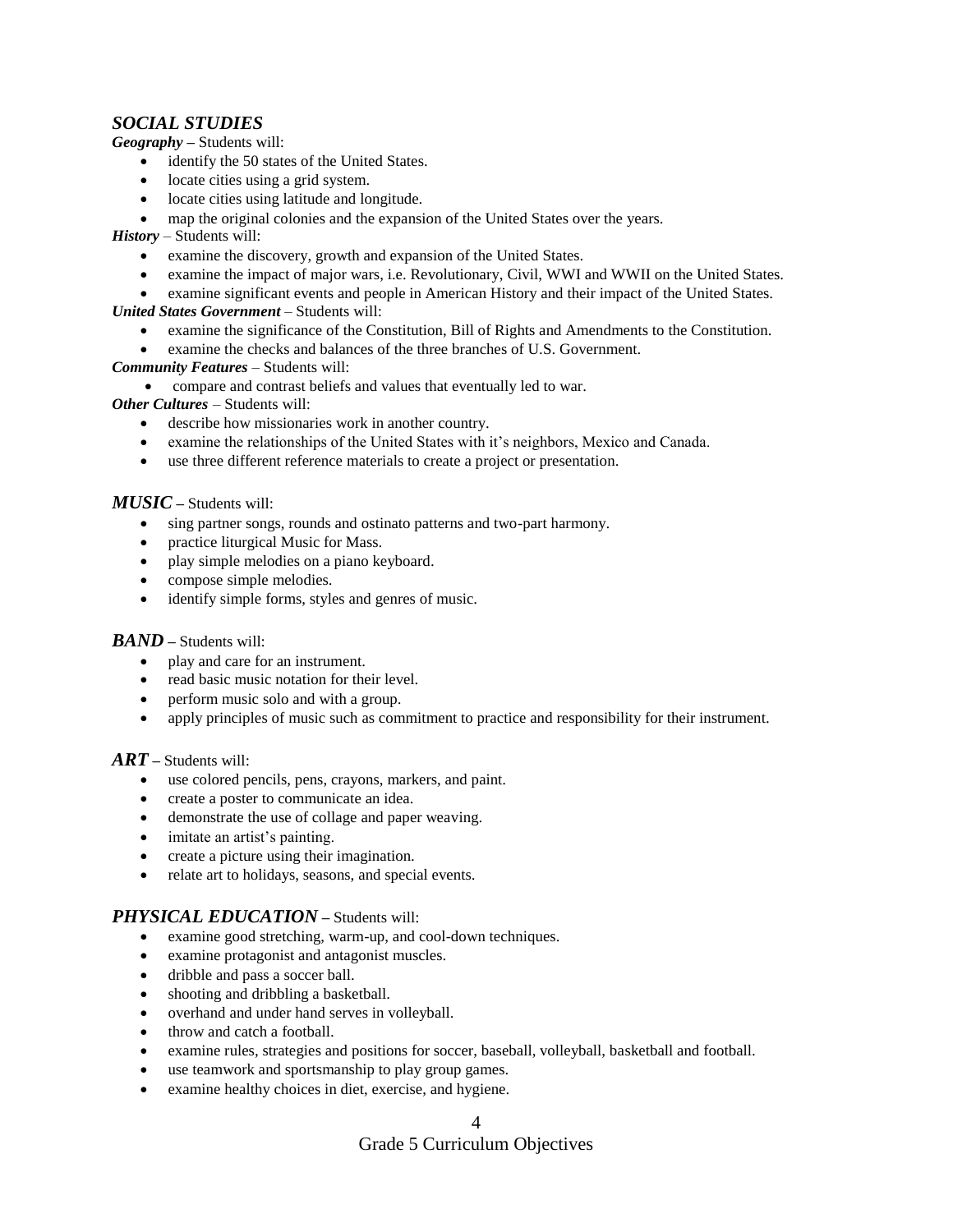## *SOCIAL STUDIES*

***Geography*** – Students will:

- identify the 50 states of the United States.
- locate cities using a grid system.
- locate cities using latitude and longitude.
- map the original colonies and the expansion of the United States over the years.

***History*** – Students will:

- examine the discovery, growth and expansion of the United States.
- examine the impact of major wars, i.e. Revolutionary, Civil, WWI and WWII on the United States.
- examine significant events and people in American History and their impact of the United States.

***United States Government*** – Students will:

- examine the significance of the Constitution, Bill of Rights and Amendments to the Constitution.
- examine the checks and balances of the three branches of U.S. Government.

***Community Features*** – Students will:

- compare and contrast beliefs and values that eventually led to war.

***Other Cultures*** – Students will:

- describe how missionaries work in another country.
- examine the relationships of the United States with it's neighbors, Mexico and Canada.
- use three different reference materials to create a project or presentation.

## *MUSIC* – Students will:

- sing partner songs, rounds and ostinato patterns and two-part harmony.
- practice liturgical Music for Mass.
- play simple melodies on a piano keyboard.
- compose simple melodies.
- identify simple forms, styles and genres of music.

## *BAND* – Students will:

- play and care for an instrument.
- read basic music notation for their level.
- perform music solo and with a group.
- apply principles of music such as commitment to practice and responsibility for their instrument.

## *ART* – Students will:

- use colored pencils, pens, crayons, markers, and paint.
- create a poster to communicate an idea.
- demonstrate the use of collage and paper weaving.
- imitate an artist's painting.
- create a picture using their imagination.
- relate art to holidays, seasons, and special events.

## *PHYSICAL EDUCATION* – Students will:

- examine good stretching, warm-up, and cool-down techniques.
- examine protagonist and antagonist muscles.
- dribble and pass a soccer ball.
- shooting and dribbling a basketball.
- overhand and under hand serves in volleyball.
- throw and catch a football.
- examine rules, strategies and positions for soccer, baseball, volleyball, basketball and football.
- use teamwork and sportsmanship to play group games.
- examine healthy choices in diet, exercise, and hygiene.